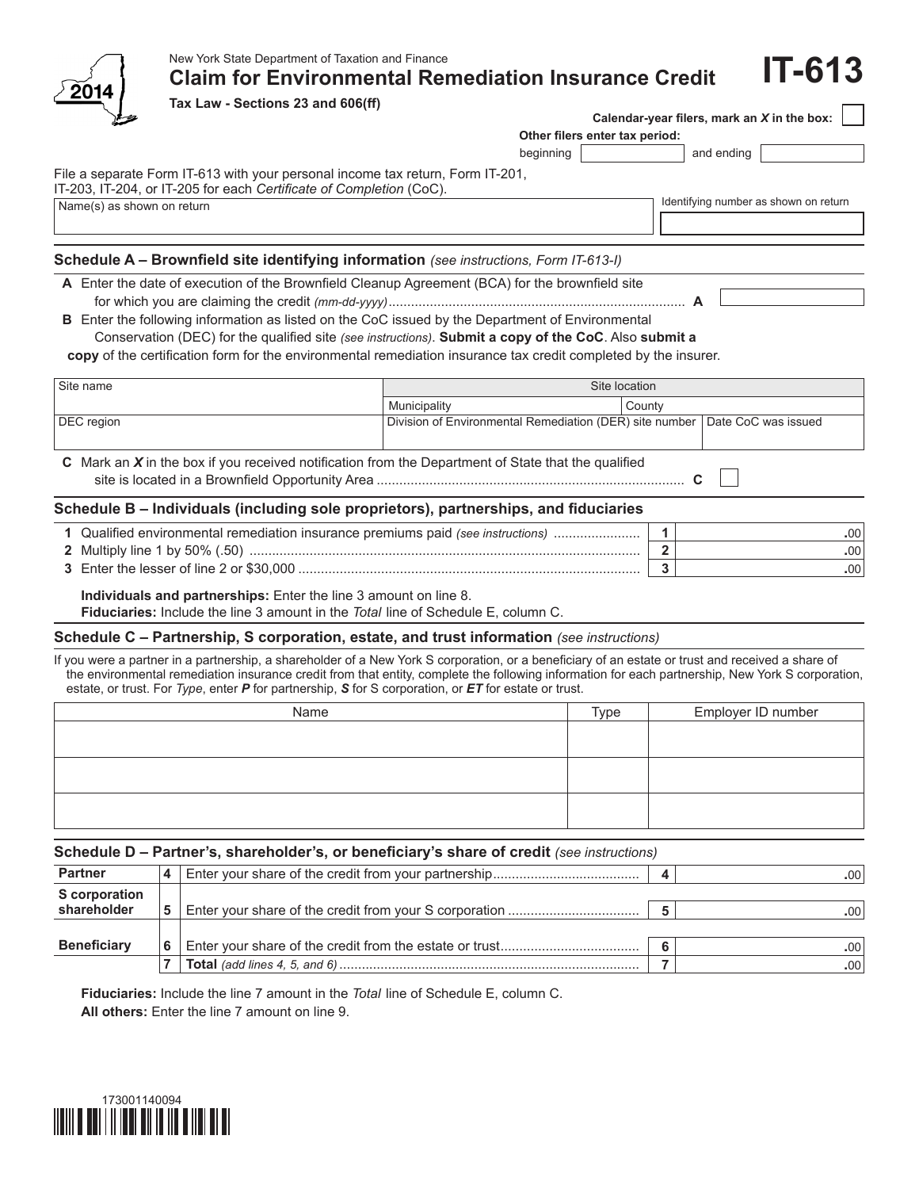New York State Department of Taxation and Finance

# Claim for Environmental Remediation Insurance Credit

**IT-613**

2014

**Tax Law - Sections 23 and 606(ff)**

**Calendar-year filers, mark an *X* in the box:** ☐

**Other filers enter tax period:**

beginning ____________ and ending ____________

File a separate Form IT-613 with your personal income tax return, Form IT-201, IT-203, IT-204, or IT-205 for each *Certificate of Completion* (CoC).

| Name(s) as shown on return | Identifying number as shown on return |
|---|---|
| | |

## Schedule A – Brownfield site identifying information *(see instructions, Form IT-613-I)*

**A** Enter the date of execution of the Brownfield Cleanup Agreement (BCA) for the brownfield site for which you are claiming the credit *(mm-dd-yyyy)* .......... **A** ____________

**B** Enter the following information as listed on the CoC issued by the Department of Environmental Conservation (DEC) for the qualified site *(see instructions)*. **Submit a copy of the CoC**. Also **submit a copy** of the certification form for the environmental remediation insurance tax credit completed by the insurer.

| Site name | Site location | |
|---|---|---|
| | Municipality | County |
| DEC region | Division of Environmental Remediation (DER) site number | Date CoC was issued |

**C** Mark an ***X*** in the box if you received notification from the Department of State that the qualified site is located in a Brownfield Opportunity Area .......... **C** ☐

## Schedule B – Individuals (including sole proprietors), partnerships, and fiduciaries

| | | | |
|---|---|---|---|
| **1** | Qualified environmental remediation insurance premiums paid *(see instructions)* | **1** | .00 |
| **2** | Multiply line 1 by 50% (.50) | **2** | .00 |
| **3** | Enter the lesser of line 2 or $30,000 | **3** | .00 |

**Individuals and partnerships:** Enter the line 3 amount on line 8.
**Fiduciaries:** Include the line 3 amount in the *Total* line of Schedule E, column C.

## Schedule C – Partnership, S corporation, estate, and trust information *(see instructions)*

If you were a partner in a partnership, a shareholder of a New York S corporation, or a beneficiary of an estate or trust and received a share of the environmental remediation insurance credit from that entity, complete the following information for each partnership, New York S corporation, estate, or trust. For *Type*, enter ***P*** for partnership, ***S*** for S corporation, or ***ET*** for estate or trust.

| Name | Type | Employer ID number |
|---|---|---|
| | | |
| | | |
| | | |

## Schedule D – Partner's, shareholder's, or beneficiary's share of credit *(see instructions)*

| | | | | |
|---|---|---|---|---|
| **Partner** | **4** | Enter your share of the credit from your partnership | **4** | .00 |
| **S corporation shareholder** | **5** | Enter your share of the credit from your S corporation | **5** | .00 |
| **Beneficiary** | **6** | Enter your share of the credit from the estate or trust | **6** | .00 |
| | **7** | **Total** *(add lines 4, 5, and 6)* | **7** | .00 |

**Fiduciaries:** Include the line 7 amount in the *Total* line of Schedule E, column C.
**All others:** Enter the line 7 amount on line 9.

173001140094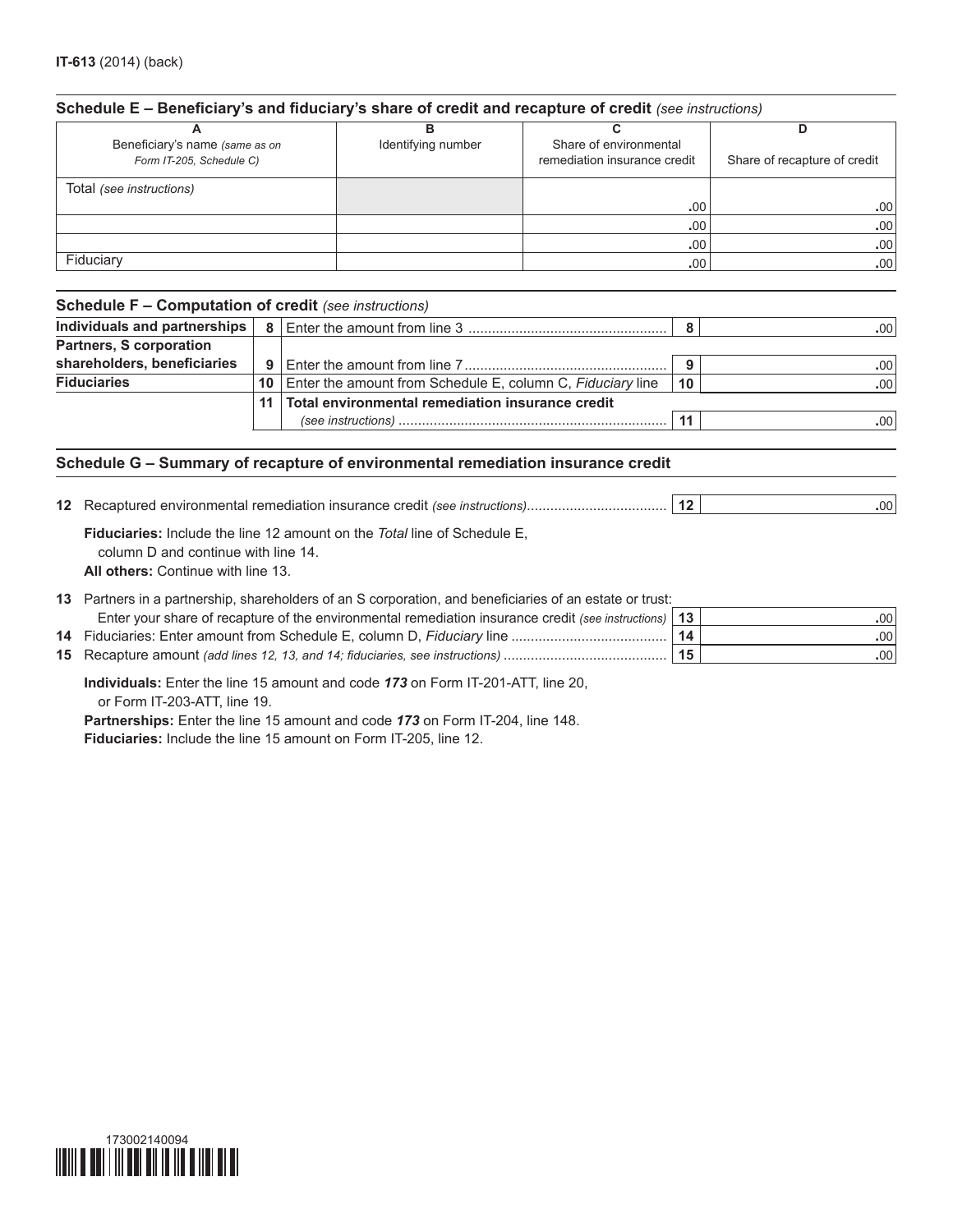### Schedule E – Beneficiary's and fiduciary's share of credit and recapture of credit *(see instructions)*

| A<br>Beneficiary's name *(same as on Form IT-205, Schedule C)* | B<br>Identifying number | C<br>Share of environmental remediation insurance credit | D<br>Share of recapture of credit |
|---|---|---|---|
| Total *(see instructions)* | | .00 | .00 |
| | | .00 | .00 |
| | | .00 | .00 |
| Fiduciary | | .00 | .00 |

### Schedule F – Computation of credit *(see instructions)*

| | | | | |
|---|---|---|---|---|
| **Individuals and partnerships** | 8 | Enter the amount from line 3 | 8 | .00 |
| **Partners, S corporation shareholders, beneficiaries** | 9 | Enter the amount from line 7 | 9 | .00 |
| **Fiduciaries** | 10 | Enter the amount from Schedule E, column C, *Fiduciary* line | 10 | .00 |
| | 11 | **Total environmental remediation insurance credit** *(see instructions)* | 11 | .00 |

### Schedule G – Summary of recapture of environmental remediation insurance credit

| | | | |
|---|---|---|---|
| 12 | Recaptured environmental remediation insurance credit *(see instructions)* | 12 | .00 |

**Fiduciaries:** Include the line 12 amount on the *Total* line of Schedule E, column D and continue with line 14.
**All others:** Continue with line 13.

| | | | |
|---|---|---|---|
| 13 | Partners in a partnership, shareholders of an S corporation, and beneficiaries of an estate or trust: Enter your share of recapture of the environmental remediation insurance credit *(see instructions)* | 13 | .00 |
| 14 | Fiduciaries: Enter amount from Schedule E, column D, *Fiduciary* line | 14 | .00 |
| 15 | Recapture amount *(add lines 12, 13, and 14; fiduciaries, see instructions)* | 15 | .00 |

**Individuals:** Enter the line 15 amount and code ***173*** on Form IT-201-ATT, line 20, or Form IT-203-ATT, line 19.
**Partnerships:** Enter the line 15 amount and code ***173*** on Form IT-204, line 148.
**Fiduciaries:** Include the line 15 amount on Form IT-205, line 12.

173002140094